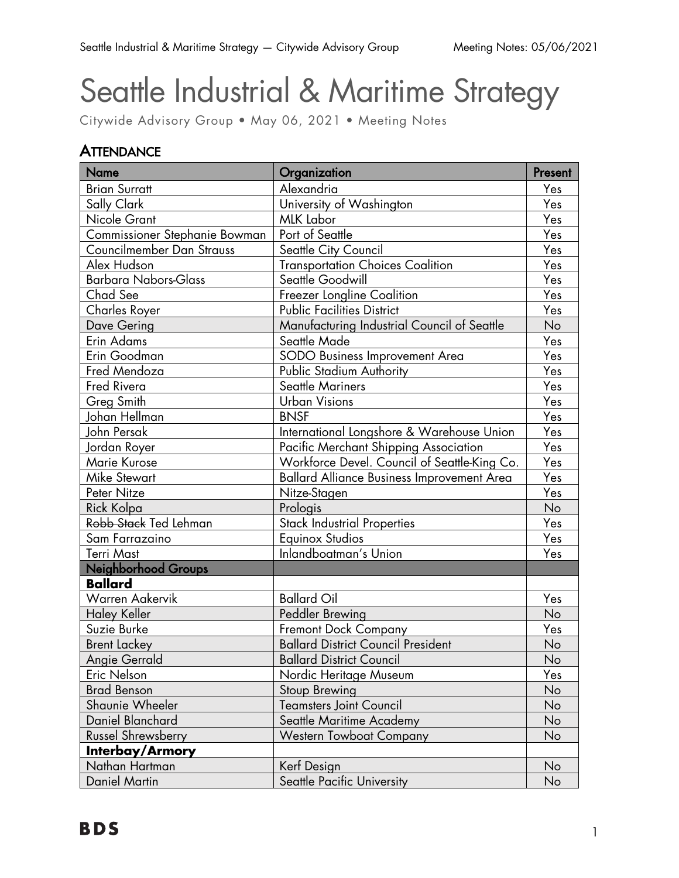# Seattle Industrial & Maritime Strategy

Citywide Advisory Group • May 06, 2021 • Meeting Notes

## Attendance

| Name | Organization | Present |
|---|---|---|
| Brian Surratt | Alexandria | Yes |
| Sally Clark | University of Washington | Yes |
| Nicole Grant | MLK Labor | Yes |
| Commissioner Stephanie Bowman | Port of Seattle | Yes |
| Councilmember Dan Strauss | Seattle City Council | Yes |
| Alex Hudson | Transportation Choices Coalition | Yes |
| Barbara Nabors-Glass | Seattle Goodwill | Yes |
| Chad See | Freezer Longline Coalition | Yes |
| Charles Royer | Public Facilities District | Yes |
| Dave Gering | Manufacturing Industrial Council of Seattle | No |
| Erin Adams | Seattle Made | Yes |
| Erin Goodman | SODO Business Improvement Area | Yes |
| Fred Mendoza | Public Stadium Authority | Yes |
| Fred Rivera | Seattle Mariners | Yes |
| Greg Smith | Urban Visions | Yes |
| Johan Hellman | BNSF | Yes |
| John Persak | International Longshore & Warehouse Union | Yes |
| Jordan Royer | Pacific Merchant Shipping Association | Yes |
| Marie Kurose | Workforce Devel. Council of Seattle-King Co. | Yes |
| Mike Stewart | Ballard Alliance Business Improvement Area | Yes |
| Peter Nitze | Nitze-Stagen | Yes |
| Rick Kolpa | Prologis | No |
| ~~Robb Stack~~ Ted Lehman | Stack Industrial Properties | Yes |
| Sam Farrazaino | Equinox Studios | Yes |
| Terri Mast | Inlandboatman's Union | Yes |
| **Neighborhood Groups** | | |
| **Ballard** | | |
| Warren Aakervik | Ballard Oil | Yes |
| Haley Keller | Peddler Brewing | No |
| Suzie Burke | Fremont Dock Company | Yes |
| Brent Lackey | Ballard District Council President | No |
| Angie Gerrald | Ballard District Council | No |
| Eric Nelson | Nordic Heritage Museum | Yes |
| Brad Benson | Stoup Brewing | No |
| Shaunie Wheeler | Teamsters Joint Council | No |
| Daniel Blanchard | Seattle Maritime Academy | No |
| Russel Shrewsberry | Western Towboat Company | No |
| **Interbay/Armory** | | |
| Nathan Hartman | Kerf Design | No |
| Daniel Martin | Seattle Pacific University | No |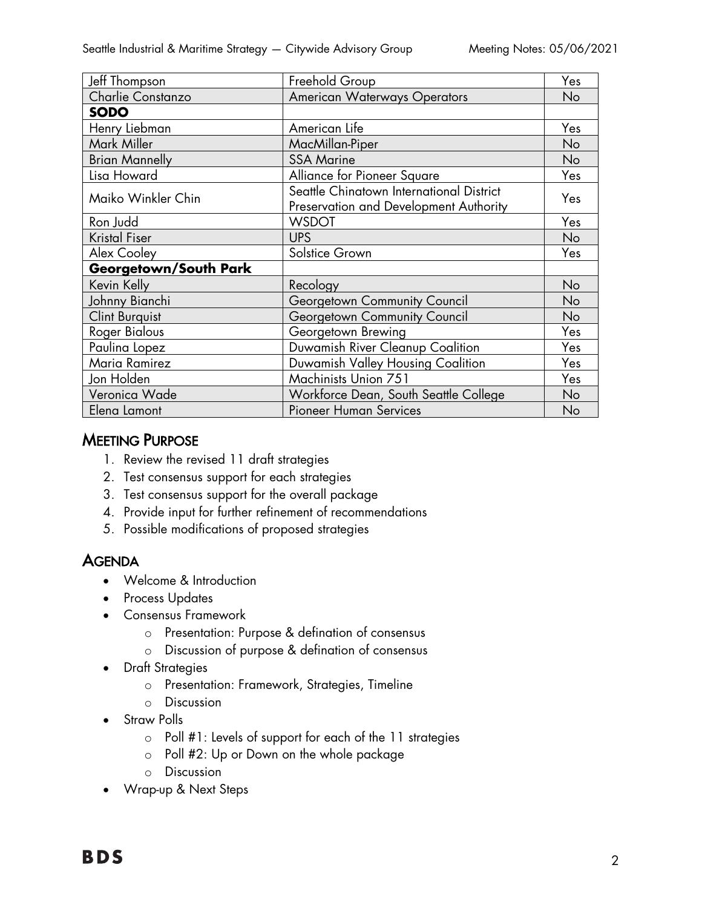| Jeff Thompson | Freehold Group | Yes |
|---|---|---|
| Charlie Constanzo | American Waterways Operators | No |
| **SODO** | | |
| Henry Liebman | American Life | Yes |
| Mark Miller | MacMillan-Piper | No |
| Brian Mannelly | SSA Marine | No |
| Lisa Howard | Alliance for Pioneer Square | Yes |
| Maiko Winkler Chin | Seattle Chinatown International District Preservation and Development Authority | Yes |
| Ron Judd | WSDOT | Yes |
| Kristal Fiser | UPS | No |
| Alex Cooley | Solstice Grown | Yes |
| **Georgetown/South Park** | | |
| Kevin Kelly | Recology | No |
| Johnny Bianchi | Georgetown Community Council | No |
| Clint Burquist | Georgetown Community Council | No |
| Roger Bialous | Georgetown Brewing | Yes |
| Paulina Lopez | Duwamish River Cleanup Coalition | Yes |
| Maria Ramirez | Duwamish Valley Housing Coalition | Yes |
| Jon Holden | Machinists Union 751 | Yes |
| Veronica Wade | Workforce Dean, South Seattle College | No |
| Elena Lamont | Pioneer Human Services | No |

## Meeting Purpose

1. Review the revised 11 draft strategies
2. Test consensus support for each strategies
3. Test consensus support for the overall package
4. Provide input for further refinement of recommendations
5. Possible modifications of proposed strategies

## Agenda

- Welcome & Introduction
- Process Updates
- Consensus Framework
  - Presentation: Purpose & defination of consensus
  - Discussion of purpose & defination of consensus
- Draft Strategies
  - Presentation: Framework, Strategies, Timeline
  - Discussion
- Straw Polls
  - Poll #1: Levels of support for each of the 11 strategies
  - Poll #2: Up or Down on the whole package
  - Discussion
- Wrap-up & Next Steps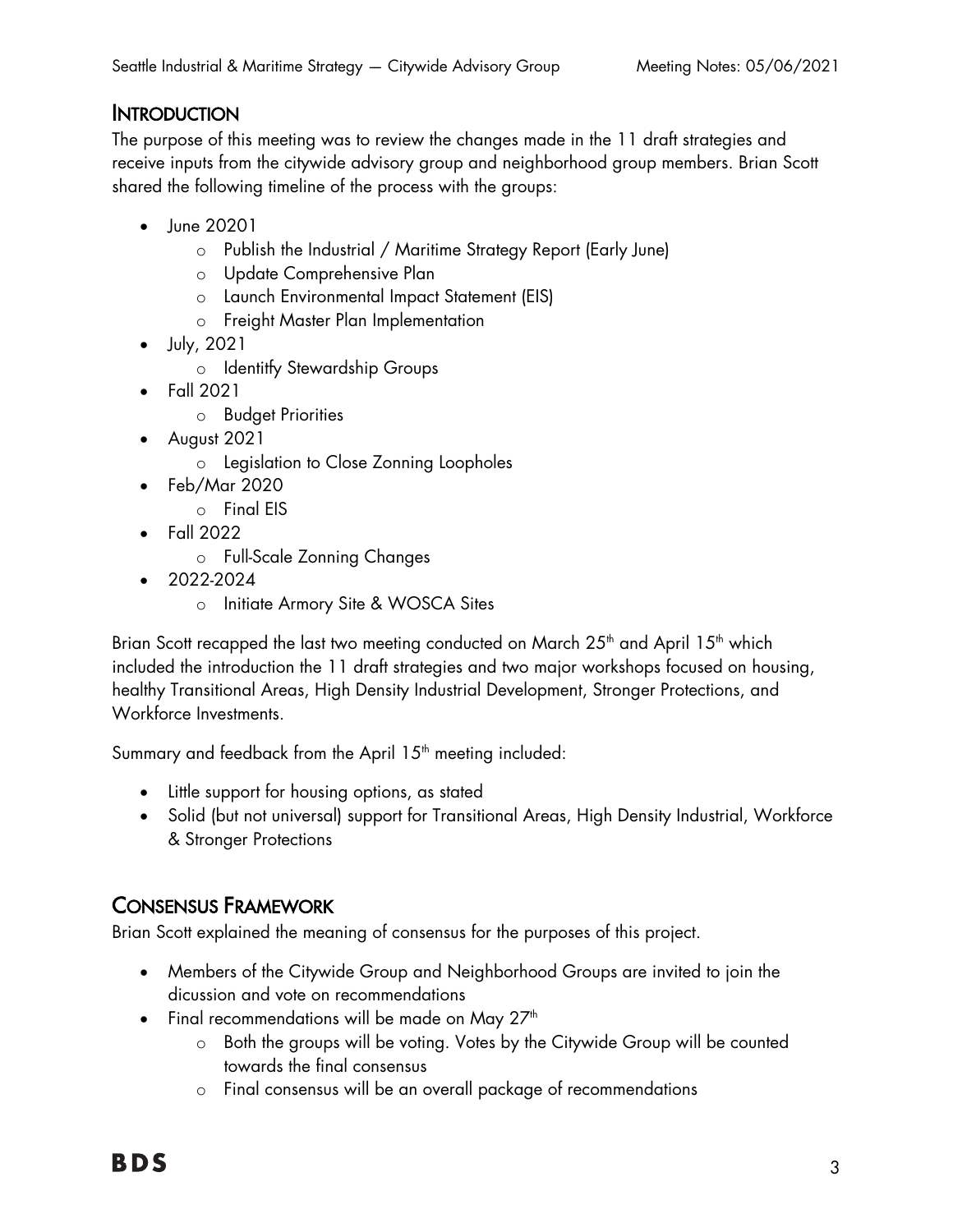## Introduction

The purpose of this meeting was to review the changes made in the 11 draft strategies and receive inputs from the citywide advisory group and neighborhood group members. Brian Scott shared the following timeline of the process with the groups:

- June 20201
  - Publish the Industrial / Maritime Strategy Report (Early June)
  - Update Comprehensive Plan
  - Launch Environmental Impact Statement (EIS)
  - Freight Master Plan Implementation
- July, 2021
  - Identitfy Stewardship Groups
- Fall 2021
  - Budget Priorities
- August 2021
  - Legislation to Close Zonning Loopholes
- Feb/Mar 2020
  - Final EIS
- Fall 2022
  - Full-Scale Zonning Changes
- 2022-2024
  - Initiate Armory Site & WOSCA Sites

Brian Scott recapped the last two meeting conducted on March 25th and April 15th which included the introduction the 11 draft strategies and two major workshops focused on housing, healthy Transitional Areas, High Density Industrial Development, Stronger Protections, and Workforce Investments.

Summary and feedback from the April 15th meeting included:

- Little support for housing options, as stated
- Solid (but not universal) support for Transitional Areas, High Density Industrial, Workforce & Stronger Protections

## Consensus Framework

Brian Scott explained the meaning of consensus for the purposes of this project.

- Members of the Citywide Group and Neighborhood Groups are invited to join the dicussion and vote on recommendations
- Final recommendations will be made on May 27th
  - Both the groups will be voting. Votes by the Citywide Group will be counted towards the final consensus
  - Final consensus will be an overall package of recommendations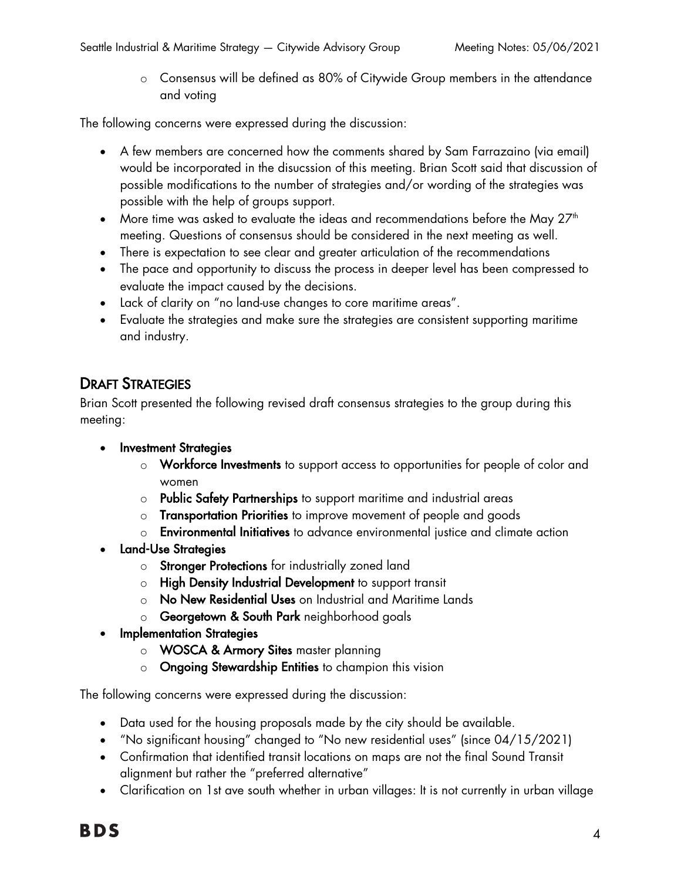- Consensus will be defined as 80% of Citywide Group members in the attendance and voting

The following concerns were expressed during the discussion:

- A few members are concerned how the comments shared by Sam Farrazaino (via email) would be incorporated in the disucssion of this meeting. Brian Scott said that discussion of possible modifications to the number of strategies and/or wording of the strategies was possible with the help of groups support.
- More time was asked to evaluate the ideas and recommendations before the May 27th meeting. Questions of consensus should be considered in the next meeting as well.
- There is expectation to see clear and greater articulation of the recommendations
- The pace and opportunity to discuss the process in deeper level has been compressed to evaluate the impact caused by the decisions.
- Lack of clarity on "no land-use changes to core maritime areas".
- Evaluate the strategies and make sure the strategies are consistent supporting maritime and industry.

## Draft Strategies

Brian Scott presented the following revised draft consensus strategies to the group during this meeting:

- **Investment Strategies**
  - **Workforce Investments** to support access to opportunities for people of color and women
  - **Public Safety Partnerships** to support maritime and industrial areas
  - **Transportation Priorities** to improve movement of people and goods
  - **Environmental Initiatives** to advance environmental justice and climate action
- **Land-Use Strategies**
  - **Stronger Protections** for industrially zoned land
  - **High Density Industrial Development** to support transit
  - **No New Residential Uses** on Industrial and Maritime Lands
  - **Georgetown & South Park** neighborhood goals
- **Implementation Strategies**
  - **WOSCA & Armory Sites** master planning
  - **Ongoing Stewardship Entities** to champion this vision

The following concerns were expressed during the discussion:

- Data used for the housing proposals made by the city should be available.
- "No significant housing" changed to "No new residential uses" (since 04/15/2021)
- Confirmation that identified transit locations on maps are not the final Sound Transit alignment but rather the "preferred alternative"
- Clarification on 1st ave south whether in urban villages: It is not currently in urban village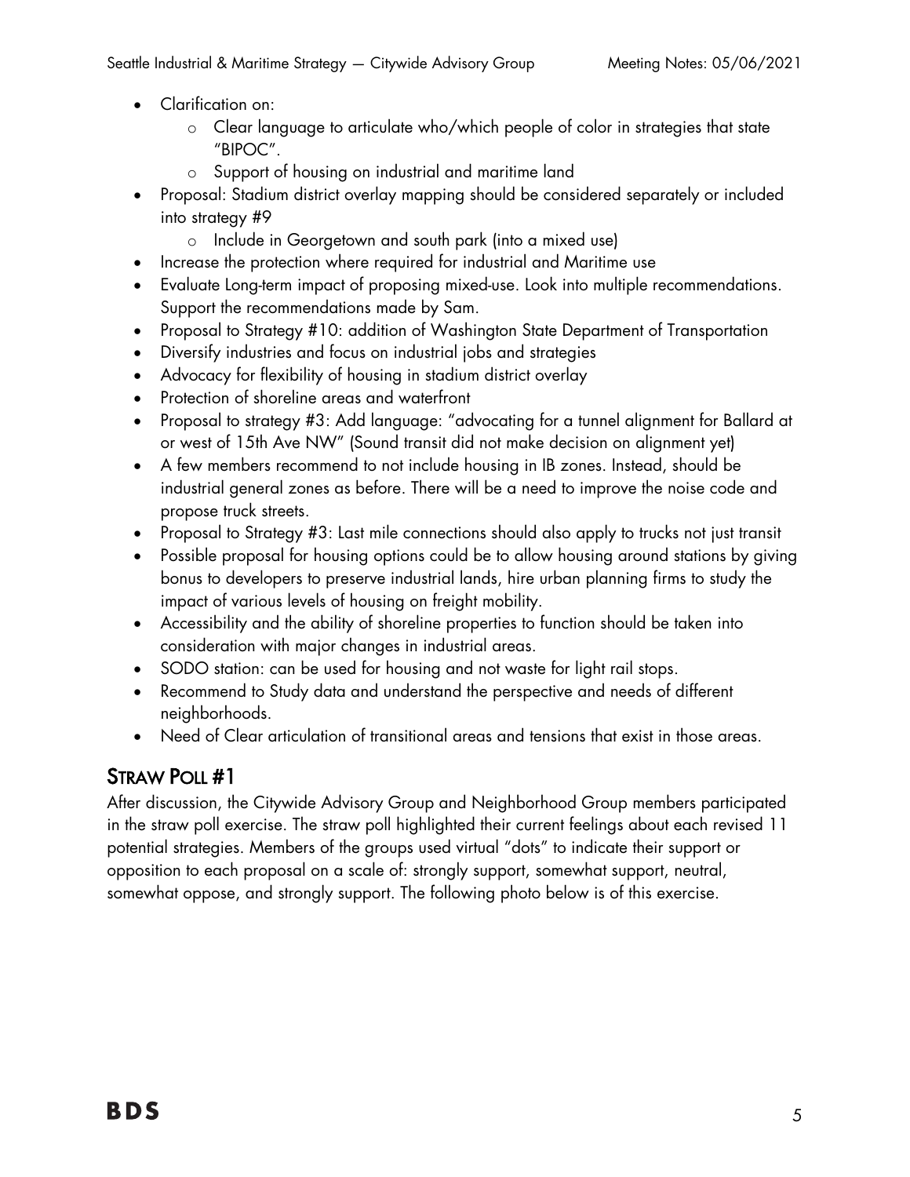- Clarification on:
    - Clear language to articulate who/which people of color in strategies that state "BIPOC".
    - Support of housing on industrial and maritime land
- Proposal: Stadium district overlay mapping should be considered separately or included into strategy #9
    - Include in Georgetown and south park (into a mixed use)
- Increase the protection where required for industrial and Maritime use
- Evaluate Long-term impact of proposing mixed-use. Look into multiple recommendations. Support the recommendations made by Sam.
- Proposal to Strategy #10: addition of Washington State Department of Transportation
- Diversify industries and focus on industrial jobs and strategies
- Advocacy for flexibility of housing in stadium district overlay
- Protection of shoreline areas and waterfront
- Proposal to strategy #3: Add language: "advocating for a tunnel alignment for Ballard at or west of 15th Ave NW" (Sound transit did not make decision on alignment yet)
- A few members recommend to not include housing in IB zones. Instead, should be industrial general zones as before. There will be a need to improve the noise code and propose truck streets.
- Proposal to Strategy #3: Last mile connections should also apply to trucks not just transit
- Possible proposal for housing options could be to allow housing around stations by giving bonus to developers to preserve industrial lands, hire urban planning firms to study the impact of various levels of housing on freight mobility.
- Accessibility and the ability of shoreline properties to function should be taken into consideration with major changes in industrial areas.
- SODO station: can be used for housing and not waste for light rail stops.
- Recommend to Study data and understand the perspective and needs of different neighborhoods.
- Need of Clear articulation of transitional areas and tensions that exist in those areas.

## Straw Poll #1

After discussion, the Citywide Advisory Group and Neighborhood Group members participated in the straw poll exercise. The straw poll highlighted their current feelings about each revised 11 potential strategies. Members of the groups used virtual "dots" to indicate their support or opposition to each proposal on a scale of: strongly support, somewhat support, neutral, somewhat oppose, and strongly support. The following photo below is of this exercise.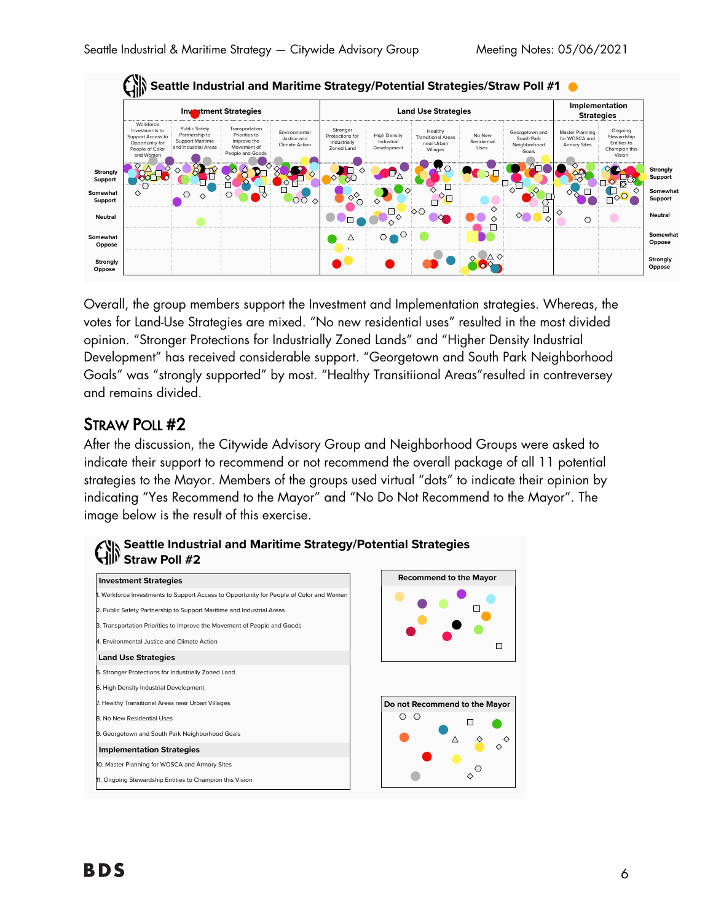## Seattle Industrial and Maritime Strategy/Potential Strategies/Straw Poll #1

| | Investment Strategies | | | | Land Use Strategies | | | | | Implementation Strategies | |
|---|---|---|---|---|---|---|---|---|---|---|---|
| | Workforce Investments to Support Access to Opportunity for People of Color and Women | Public Safety Partnership to Support Maritime and Industrial Areas | Transportation Priorities to Improve the Movement of People and Goods | Environmental Justice and Climate Action | Stronger Protections for Industrially Zoned Land | High Density Industrial Development | Healthy Transitional Areas near Urban Villages | No New Residential Uses | Georgetown and South Park Neighborhood Goals | Master Planning for WOSCA and Armory Sites | Ongoing Stewardship Entities to Champion this Vision |
| Strongly Support | | | | | | | | | | | |
| Somewhat Support | | | | | | | | | | | |
| Neutral | | | | | | | | | | | |
| Somewhat Oppose | | | | | | | | | | | |
| Strongly Oppose | | | | | | | | | | | |

Overall, the group members support the Investment and Implementation strategies. Whereas, the votes for Land-Use Strategies are mixed. "No new residential uses" resulted in the most divided opinion. "Stronger Protections for Industrially Zoned Lands" and "Higher Density Industrial Development" has received considerable support. "Georgetown and South Park Neighborhood Goals" was "strongly supported" by most. "Healthy Transitiional Areas"resulted in contreversey and remains divided.

## Straw Poll #2

After the discussion, the Citywide Advisory Group and Neighborhood Groups were asked to indicate their support to recommend or not recommend the overall package of all 11 potential strategies to the Mayor. Members of the groups used virtual "dots" to indicate their opinion by indicating "Yes Recommend to the Mayor" and "No Do Not Recommend to the Mayor". The image below is the result of this exercise.

### Seattle Industrial and Maritime Strategy/Potential Strategies Straw Poll #2

**Investment Strategies**

1. Workforce Investments to Support Access to Opportunity for People of Color and Women
2. Public Safety Partnership to Support Maritime and Industrial Areas
3. Transportation Priorities to Improve the Movement of People and Goods
4. Environmental Justice and Climate Action

**Land Use Strategies**

5. Stronger Protections for Industrially Zoned Land
6. High Density Industrial Development
7. Healthy Transitional Areas near Urban Villages
8. No New Residential Uses
9. Georgetown and South Park Neighborhood Goals

**Implementation Strategies**

10. Master Planning for WOSCA and Armory Sites
11. Ongoing Stewardship Entities to Champion this Vision

**Recommend to the Mayor**

**Do not Recommend to the Mayor**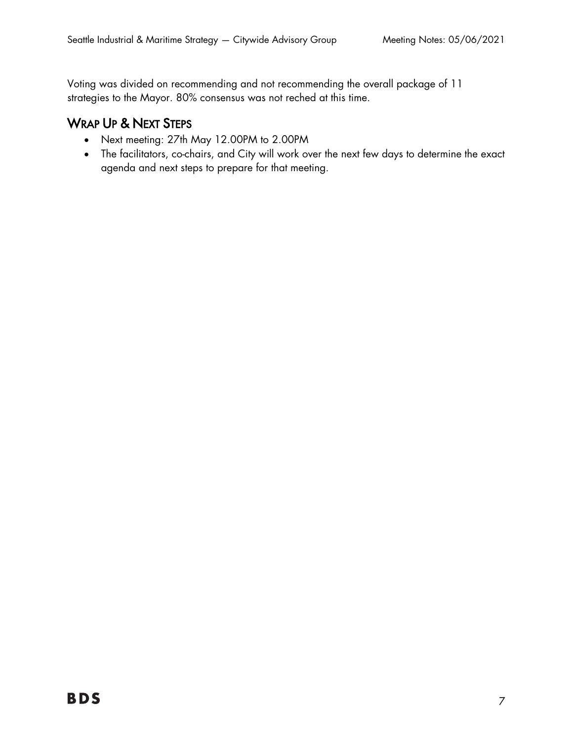Voting was divided on recommending and not recommending the overall package of 11 strategies to the Mayor. 80% consensus was not reched at this time.

## Wrap Up & Next Steps

- Next meeting: 27th May 12.00PM to 2.00PM
- The facilitators, co-chairs, and City will work over the next few days to determine the exact agenda and next steps to prepare for that meeting.